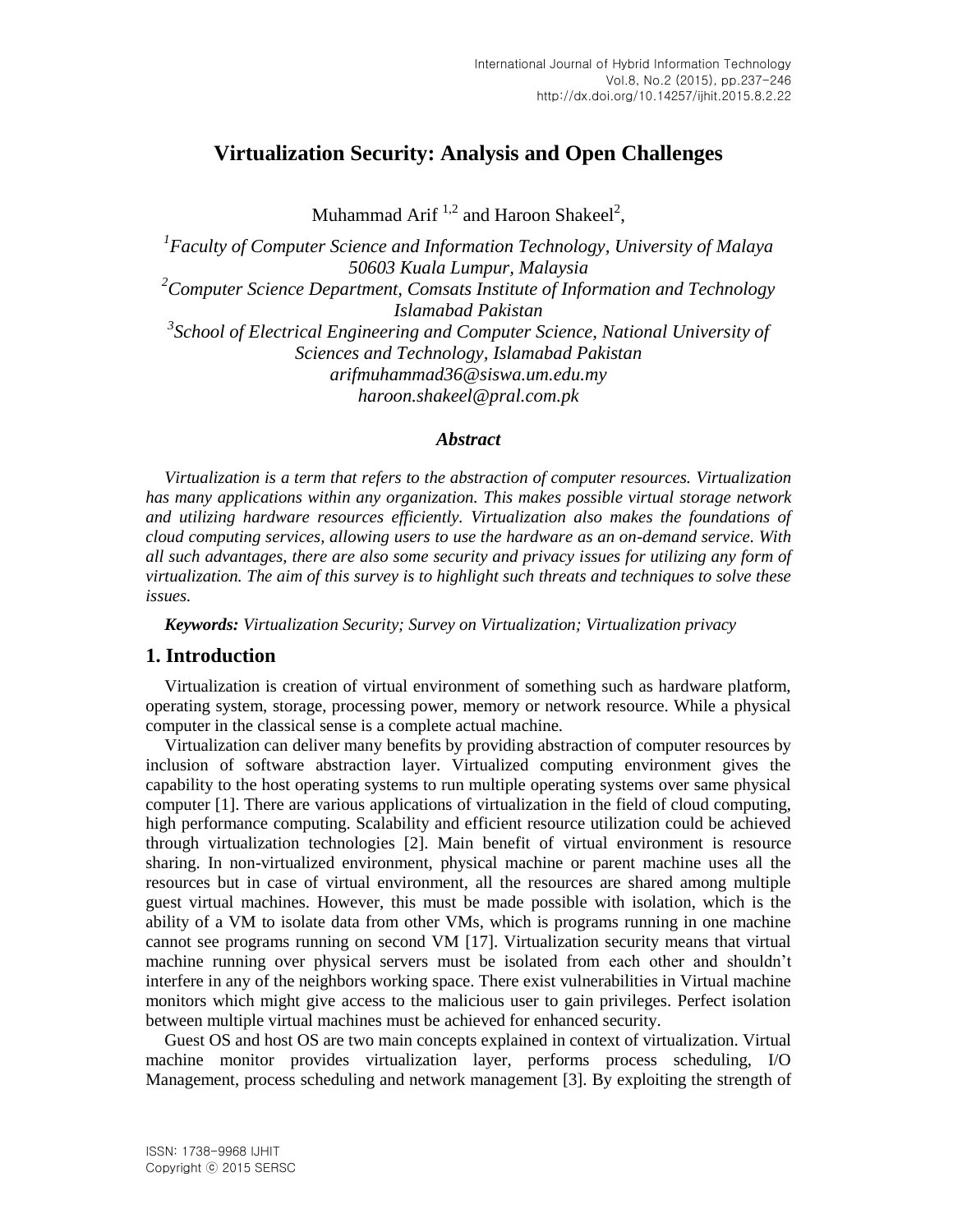# Virtualization Security: Analysis and Open Challenges

Muhammad Arif [1,2] and Haroon Shakeel[2],

[1]*Faculty of Computer Science and Information Technology, University of Malaya 50603 Kuala Lumpur, Malaysia*
[2]*Computer Science Department, Comsats Institute of Information and Technology Islamabad Pakistan*
[3]*School of Electrical Engineering and Computer Science, National University of Sciences and Technology, Islamabad Pakistan*
*arifmuhammad36@siswa.um.edu.my*
*haroon.shakeel@pral.com.pk*

### *Abstract*

*Virtualization is a term that refers to the abstraction of computer resources. Virtualization has many applications within any organization. This makes possible virtual storage network and utilizing hardware resources efficiently. Virtualization also makes the foundations of cloud computing services, allowing users to use the hardware as an on-demand service. With all such advantages, there are also some security and privacy issues for utilizing any form of virtualization. The aim of this survey is to highlight such threats and techniques to solve these issues.*

***Keywords:*** *Virtualization Security; Survey on Virtualization; Virtualization privacy*

## 1. Introduction

Virtualization is creation of virtual environment of something such as hardware platform, operating system, storage, processing power, memory or network resource. While a physical computer in the classical sense is a complete actual machine.

Virtualization can deliver many benefits by providing abstraction of computer resources by inclusion of software abstraction layer. Virtualized computing environment gives the capability to the host operating systems to run multiple operating systems over same physical computer [1]. There are various applications of virtualization in the field of cloud computing, high performance computing. Scalability and efficient resource utilization could be achieved through virtualization technologies [2]. Main benefit of virtual environment is resource sharing. In non-virtualized environment, physical machine or parent machine uses all the resources but in case of virtual environment, all the resources are shared among multiple guest virtual machines. However, this must be made possible with isolation, which is the ability of a VM to isolate data from other VMs, which is programs running in one machine cannot see programs running on second VM [17]. Virtualization security means that virtual machine running over physical servers must be isolated from each other and shouldn't interfere in any of the neighbors working space. There exist vulnerabilities in Virtual machine monitors which might give access to the malicious user to gain privileges. Perfect isolation between multiple virtual machines must be achieved for enhanced security.

Guest OS and host OS are two main concepts explained in context of virtualization. Virtual machine monitor provides virtualization layer, performs process scheduling, I/O Management, process scheduling and network management [3]. By exploiting the strength of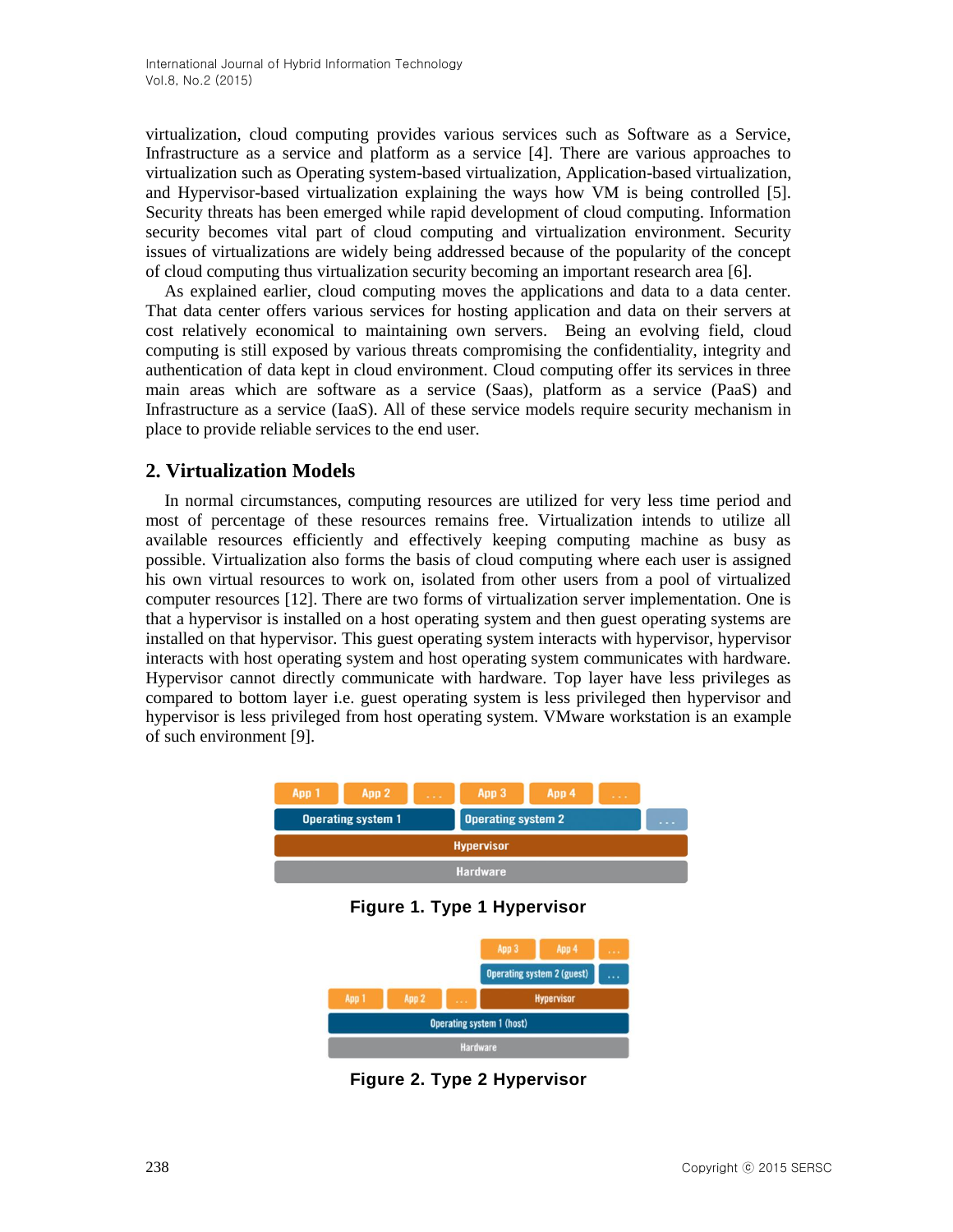virtualization, cloud computing provides various services such as Software as a Service, Infrastructure as a service and platform as a service [4]. There are various approaches to virtualization such as Operating system-based virtualization, Application-based virtualization, and Hypervisor-based virtualization explaining the ways how VM is being controlled [5]. Security threats has been emerged while rapid development of cloud computing. Information security becomes vital part of cloud computing and virtualization environment. Security issues of virtualizations are widely being addressed because of the popularity of the concept of cloud computing thus virtualization security becoming an important research area [6].

As explained earlier, cloud computing moves the applications and data to a data center. That data center offers various services for hosting application and data on their servers at cost relatively economical to maintaining own servers. Being an evolving field, cloud computing is still exposed by various threats compromising the confidentiality, integrity and authentication of data kept in cloud environment. Cloud computing offer its services in three main areas which are software as a service (Saas), platform as a service (PaaS) and Infrastructure as a service (IaaS). All of these service models require security mechanism in place to provide reliable services to the end user.

## 2. Virtualization Models

In normal circumstances, computing resources are utilized for very less time period and most of percentage of these resources remains free. Virtualization intends to utilize all available resources efficiently and effectively keeping computing machine as busy as possible. Virtualization also forms the basis of cloud computing where each user is assigned his own virtual resources to work on, isolated from other users from a pool of virtualized computer resources [12]. There are two forms of virtualization server implementation. One is that a hypervisor is installed on a host operating system and then guest operating systems are installed on that hypervisor. This guest operating system interacts with hypervisor, hypervisor interacts with host operating system and host operating system communicates with hardware. Hypervisor cannot directly communicate with hardware. Top layer have less privileges as compared to bottom layer i.e. guest operating system is less privileged then hypervisor and hypervisor is less privileged from host operating system. VMware workstation is an example of such environment [9].

| App 1 | App 2 | ... | App 3 | App 4 | ... | |
|---|---|---|---|---|---|---|
| Operating system 1 | | | Operating system 2 | | | ... |
| Hypervisor | | | | | | |
| Hardware | | | | | | |

**Figure 1. Type 1 Hypervisor**

| | | | App 3 | App 4 | ... |
|---|---|---|---|---|---|
| | | | Operating system 2 (guest) | | ... |
| App 1 | App 2 | ... | Hypervisor | | |
| Operating system 1 (host) | | | | | |
| Hardware | | | | | |

**Figure 2. Type 2 Hypervisor**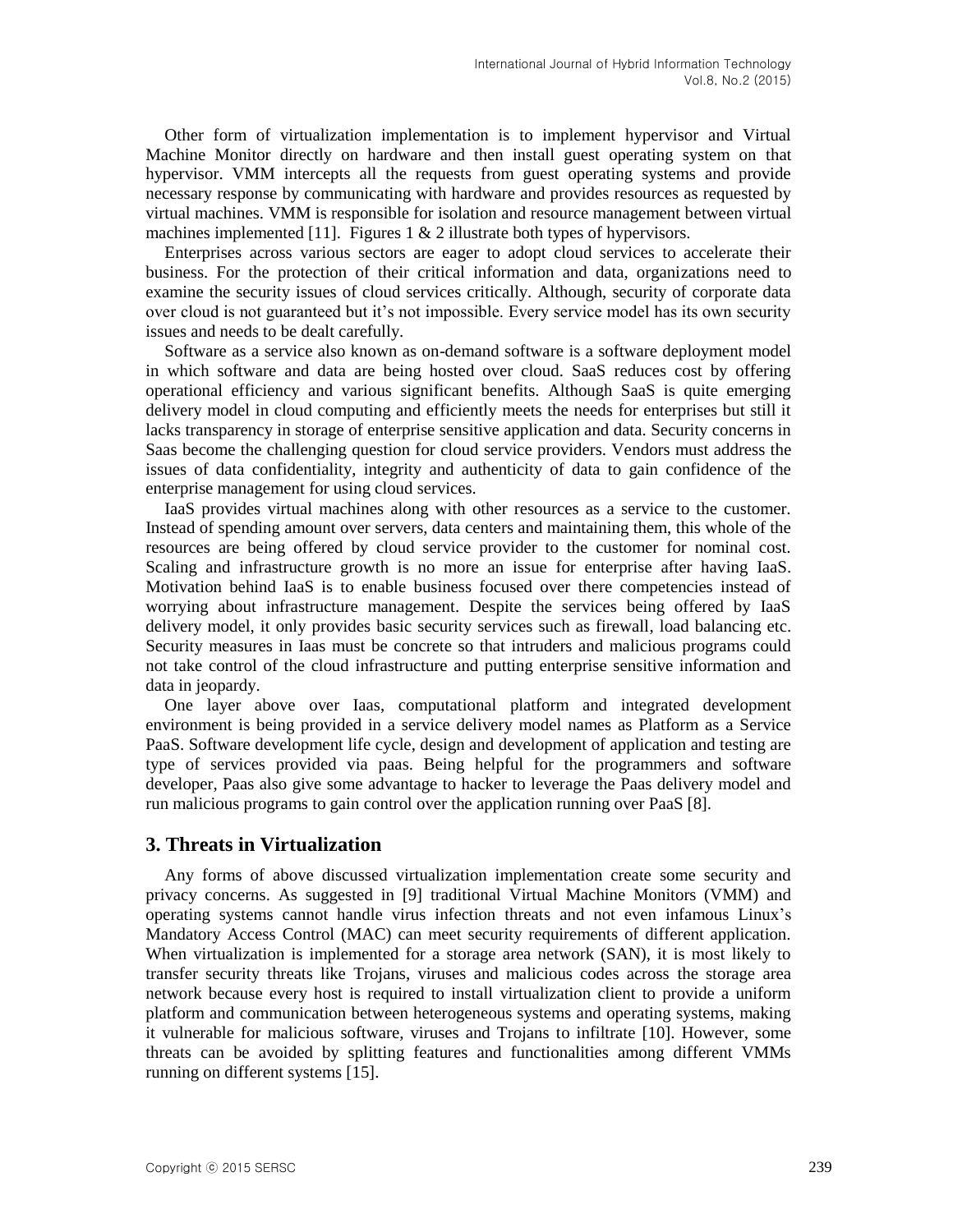Other form of virtualization implementation is to implement hypervisor and Virtual Machine Monitor directly on hardware and then install guest operating system on that hypervisor. VMM intercepts all the requests from guest operating systems and provide necessary response by communicating with hardware and provides resources as requested by virtual machines. VMM is responsible for isolation and resource management between virtual machines implemented [11]. Figures 1 & 2 illustrate both types of hypervisors.

Enterprises across various sectors are eager to adopt cloud services to accelerate their business. For the protection of their critical information and data, organizations need to examine the security issues of cloud services critically. Although, security of corporate data over cloud is not guaranteed but it's not impossible. Every service model has its own security issues and needs to be dealt carefully.

Software as a service also known as on-demand software is a software deployment model in which software and data are being hosted over cloud. SaaS reduces cost by offering operational efficiency and various significant benefits. Although SaaS is quite emerging delivery model in cloud computing and efficiently meets the needs for enterprises but still it lacks transparency in storage of enterprise sensitive application and data. Security concerns in Saas become the challenging question for cloud service providers. Vendors must address the issues of data confidentiality, integrity and authenticity of data to gain confidence of the enterprise management for using cloud services.

IaaS provides virtual machines along with other resources as a service to the customer. Instead of spending amount over servers, data centers and maintaining them, this whole of the resources are being offered by cloud service provider to the customer for nominal cost. Scaling and infrastructure growth is no more an issue for enterprise after having IaaS. Motivation behind IaaS is to enable business focused over there competencies instead of worrying about infrastructure management. Despite the services being offered by IaaS delivery model, it only provides basic security services such as firewall, load balancing etc. Security measures in Iaas must be concrete so that intruders and malicious programs could not take control of the cloud infrastructure and putting enterprise sensitive information and data in jeopardy.

One layer above over Iaas, computational platform and integrated development environment is being provided in a service delivery model names as Platform as a Service PaaS. Software development life cycle, design and development of application and testing are type of services provided via paas. Being helpful for the programmers and software developer, Paas also give some advantage to hacker to leverage the Paas delivery model and run malicious programs to gain control over the application running over PaaS [8].

## 3. Threats in Virtualization

Any forms of above discussed virtualization implementation create some security and privacy concerns. As suggested in [9] traditional Virtual Machine Monitors (VMM) and operating systems cannot handle virus infection threats and not even infamous Linux's Mandatory Access Control (MAC) can meet security requirements of different application. When virtualization is implemented for a storage area network (SAN), it is most likely to transfer security threats like Trojans, viruses and malicious codes across the storage area network because every host is required to install virtualization client to provide a uniform platform and communication between heterogeneous systems and operating systems, making it vulnerable for malicious software, viruses and Trojans to infiltrate [10]. However, some threats can be avoided by splitting features and functionalities among different VMMs running on different systems [15].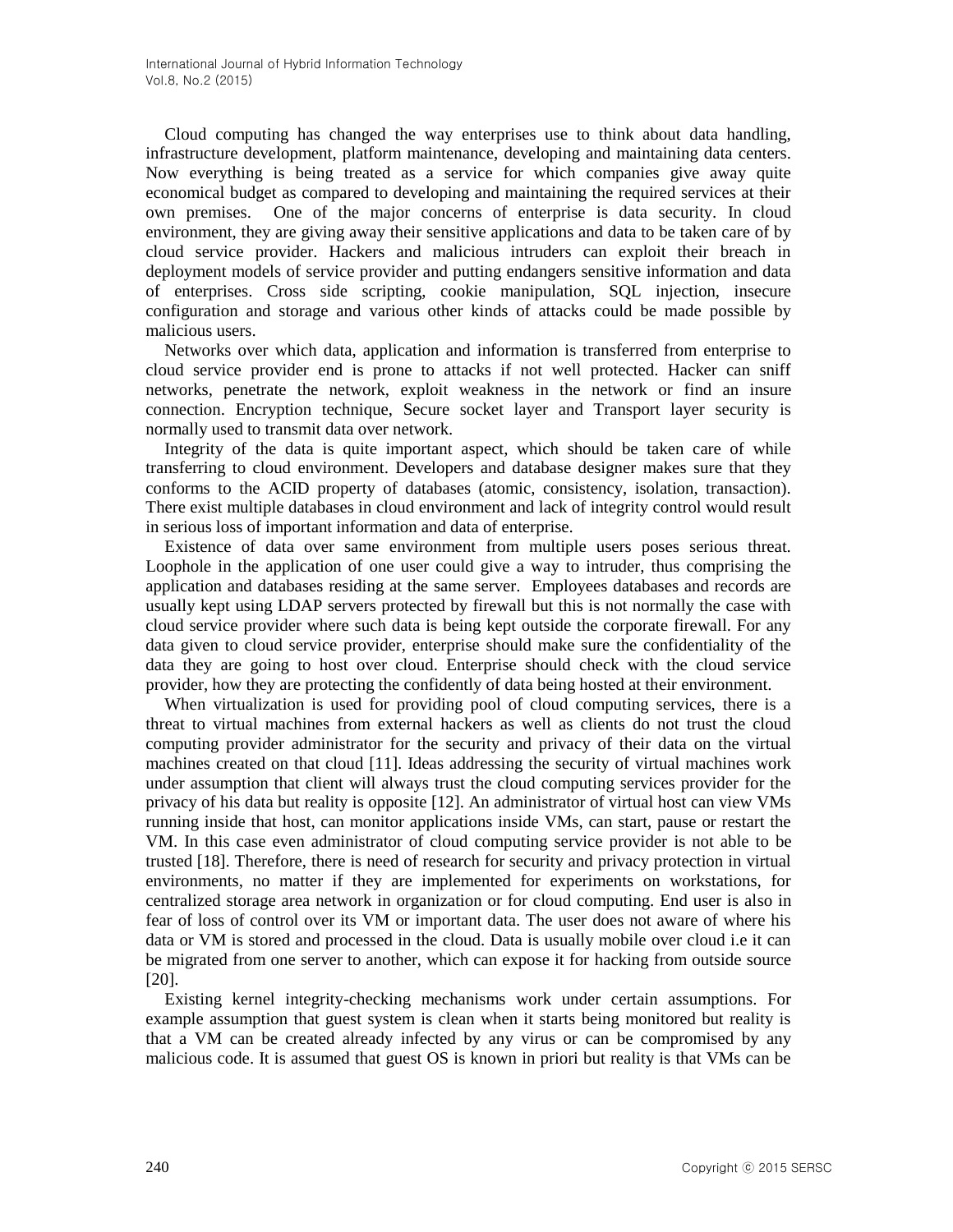Cloud computing has changed the way enterprises use to think about data handling, infrastructure development, platform maintenance, developing and maintaining data centers. Now everything is being treated as a service for which companies give away quite economical budget as compared to developing and maintaining the required services at their own premises. One of the major concerns of enterprise is data security. In cloud environment, they are giving away their sensitive applications and data to be taken care of by cloud service provider. Hackers and malicious intruders can exploit their breach in deployment models of service provider and putting endangers sensitive information and data of enterprises. Cross side scripting, cookie manipulation, SQL injection, insecure configuration and storage and various other kinds of attacks could be made possible by malicious users.

Networks over which data, application and information is transferred from enterprise to cloud service provider end is prone to attacks if not well protected. Hacker can sniff networks, penetrate the network, exploit weakness in the network or find an insure connection. Encryption technique, Secure socket layer and Transport layer security is normally used to transmit data over network.

Integrity of the data is quite important aspect, which should be taken care of while transferring to cloud environment. Developers and database designer makes sure that they conforms to the ACID property of databases (atomic, consistency, isolation, transaction). There exist multiple databases in cloud environment and lack of integrity control would result in serious loss of important information and data of enterprise.

Existence of data over same environment from multiple users poses serious threat. Loophole in the application of one user could give a way to intruder, thus comprising the application and databases residing at the same server. Employees databases and records are usually kept using LDAP servers protected by firewall but this is not normally the case with cloud service provider where such data is being kept outside the corporate firewall. For any data given to cloud service provider, enterprise should make sure the confidentiality of the data they are going to host over cloud. Enterprise should check with the cloud service provider, how they are protecting the confidently of data being hosted at their environment.

When virtualization is used for providing pool of cloud computing services, there is a threat to virtual machines from external hackers as well as clients do not trust the cloud computing provider administrator for the security and privacy of their data on the virtual machines created on that cloud [11]. Ideas addressing the security of virtual machines work under assumption that client will always trust the cloud computing services provider for the privacy of his data but reality is opposite [12]. An administrator of virtual host can view VMs running inside that host, can monitor applications inside VMs, can start, pause or restart the VM. In this case even administrator of cloud computing service provider is not able to be trusted [18]. Therefore, there is need of research for security and privacy protection in virtual environments, no matter if they are implemented for experiments on workstations, for centralized storage area network in organization or for cloud computing. End user is also in fear of loss of control over its VM or important data. The user does not aware of where his data or VM is stored and processed in the cloud. Data is usually mobile over cloud i.e it can be migrated from one server to another, which can expose it for hacking from outside source [20].

Existing kernel integrity-checking mechanisms work under certain assumptions. For example assumption that guest system is clean when it starts being monitored but reality is that a VM can be created already infected by any virus or can be compromised by any malicious code. It is assumed that guest OS is known in priori but reality is that VMs can be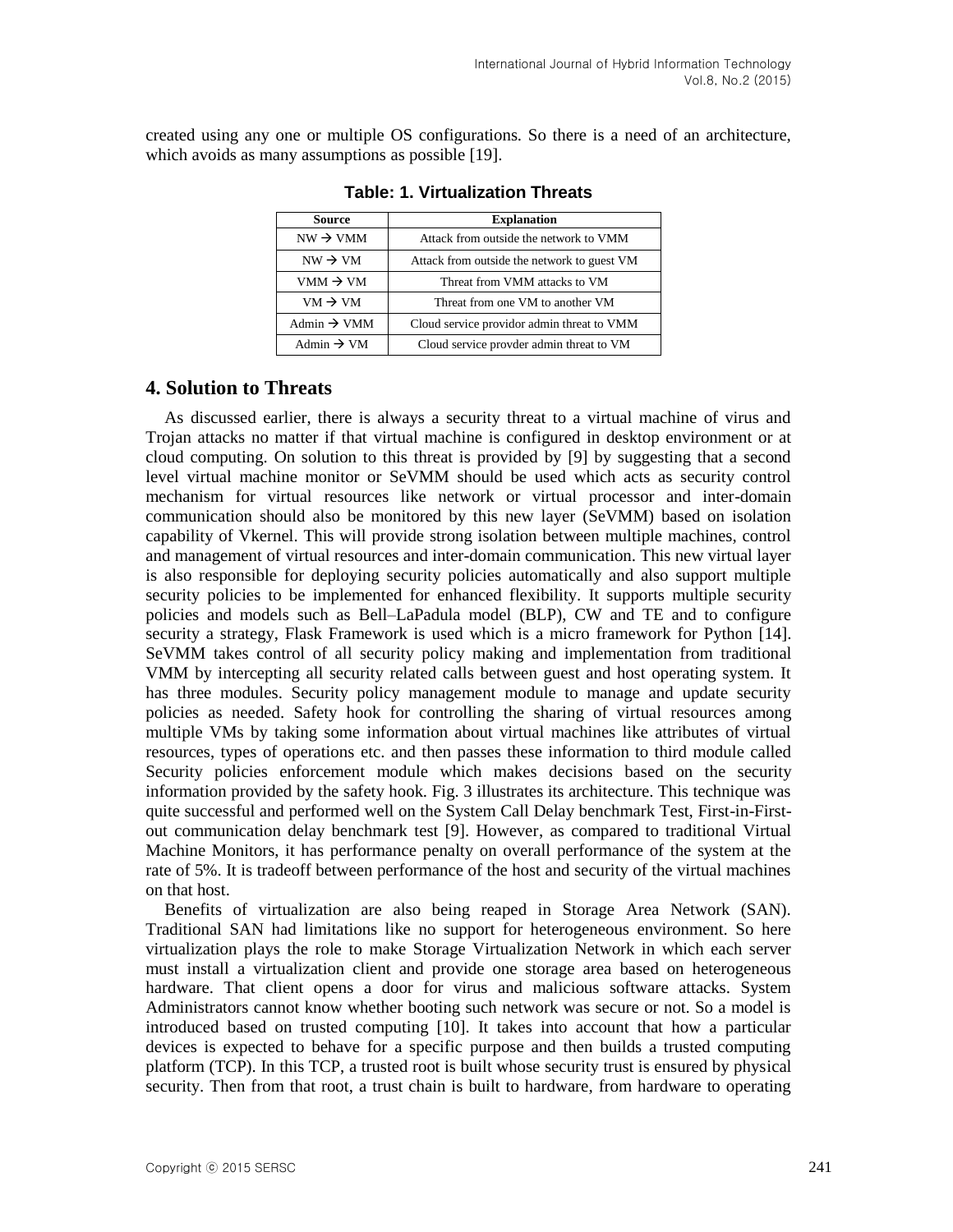created using any one or multiple OS configurations. So there is a need of an architecture, which avoids as many assumptions as possible [19].

**Table: 1. Virtualization Threats**

| Source | Explanation |
|---|---|
| NW → VMM | Attack from outside the network to VMM |
| NW → VM | Attack from outside the network to guest VM |
| VMM → VM | Threat from VMM attacks to VM |
| VM → VM | Threat from one VM to another VM |
| Admin → VMM | Cloud service providor admin threat to VMM |
| Admin → VM | Cloud service provder admin threat to VM |

## 4. Solution to Threats

As discussed earlier, there is always a security threat to a virtual machine of virus and Trojan attacks no matter if that virtual machine is configured in desktop environment or at cloud computing. On solution to this threat is provided by [9] by suggesting that a second level virtual machine monitor or SeVMM should be used which acts as security control mechanism for virtual resources like network or virtual processor and inter-domain communication should also be monitored by this new layer (SeVMM) based on isolation capability of Vkernel. This will provide strong isolation between multiple machines, control and management of virtual resources and inter-domain communication. This new virtual layer is also responsible for deploying security policies automatically and also support multiple security policies to be implemented for enhanced flexibility. It supports multiple security policies and models such as Bell–LaPadula model (BLP), CW and TE and to configure security a strategy, Flask Framework is used which is a micro framework for Python [14]. SeVMM takes control of all security policy making and implementation from traditional VMM by intercepting all security related calls between guest and host operating system. It has three modules. Security policy management module to manage and update security policies as needed. Safety hook for controlling the sharing of virtual resources among multiple VMs by taking some information about virtual machines like attributes of virtual resources, types of operations etc. and then passes these information to third module called Security policies enforcement module which makes decisions based on the security information provided by the safety hook. Fig. 3 illustrates its architecture. This technique was quite successful and performed well on the System Call Delay benchmark Test, First-in-First-out communication delay benchmark test [9]. However, as compared to traditional Virtual Machine Monitors, it has performance penalty on overall performance of the system at the rate of 5%. It is tradeoff between performance of the host and security of the virtual machines on that host.

Benefits of virtualization are also being reaped in Storage Area Network (SAN). Traditional SAN had limitations like no support for heterogeneous environment. So here virtualization plays the role to make Storage Virtualization Network in which each server must install a virtualization client and provide one storage area based on heterogeneous hardware. That client opens a door for virus and malicious software attacks. System Administrators cannot know whether booting such network was secure or not. So a model is introduced based on trusted computing [10]. It takes into account that how a particular devices is expected to behave for a specific purpose and then builds a trusted computing platform (TCP). In this TCP, a trusted root is built whose security trust is ensured by physical security. Then from that root, a trust chain is built to hardware, from hardware to operating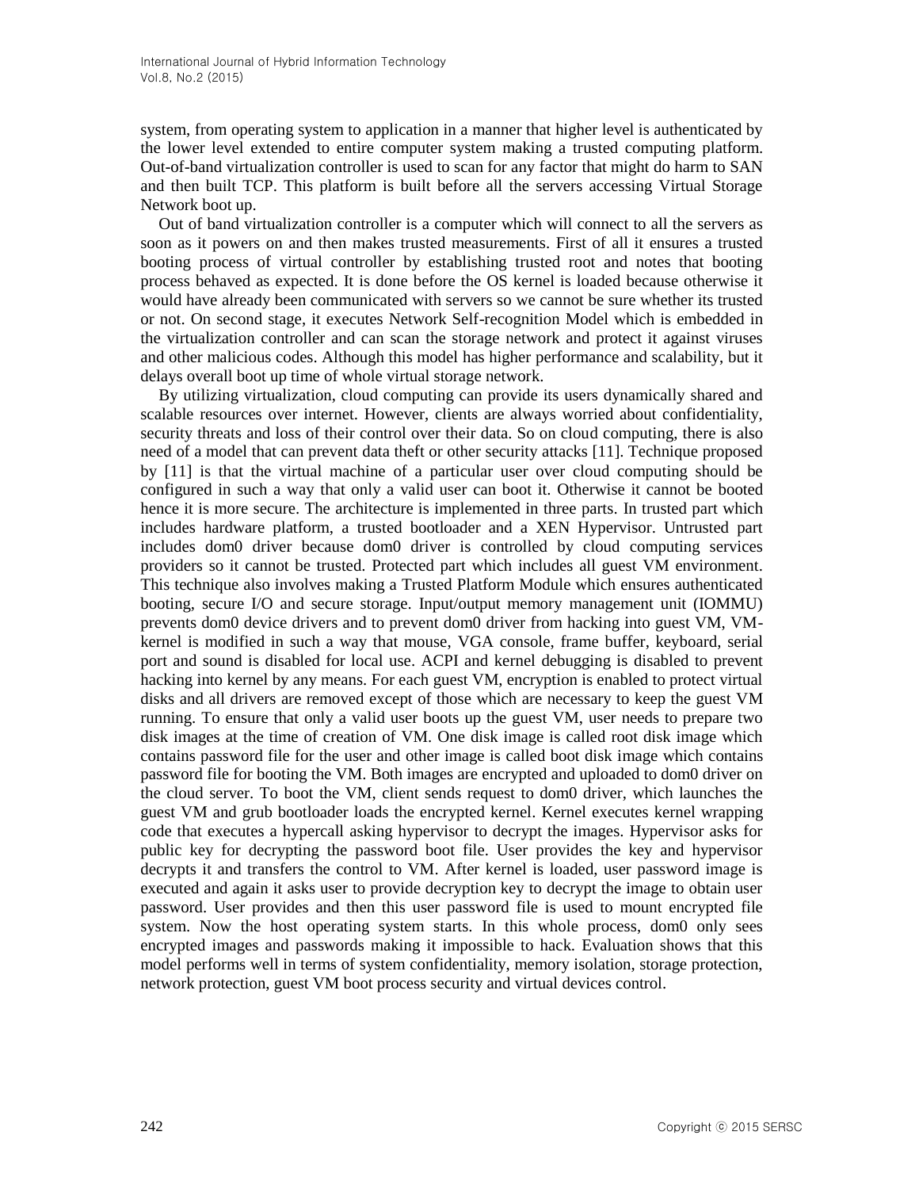system, from operating system to application in a manner that higher level is authenticated by the lower level extended to entire computer system making a trusted computing platform. Out-of-band virtualization controller is used to scan for any factor that might do harm to SAN and then built TCP. This platform is built before all the servers accessing Virtual Storage Network boot up.

Out of band virtualization controller is a computer which will connect to all the servers as soon as it powers on and then makes trusted measurements. First of all it ensures a trusted booting process of virtual controller by establishing trusted root and notes that booting process behaved as expected. It is done before the OS kernel is loaded because otherwise it would have already been communicated with servers so we cannot be sure whether its trusted or not. On second stage, it executes Network Self-recognition Model which is embedded in the virtualization controller and can scan the storage network and protect it against viruses and other malicious codes. Although this model has higher performance and scalability, but it delays overall boot up time of whole virtual storage network.

By utilizing virtualization, cloud computing can provide its users dynamically shared and scalable resources over internet. However, clients are always worried about confidentiality, security threats and loss of their control over their data. So on cloud computing, there is also need of a model that can prevent data theft or other security attacks [11]. Technique proposed by [11] is that the virtual machine of a particular user over cloud computing should be configured in such a way that only a valid user can boot it. Otherwise it cannot be booted hence it is more secure. The architecture is implemented in three parts. In trusted part which includes hardware platform, a trusted bootloader and a XEN Hypervisor. Untrusted part includes dom0 driver because dom0 driver is controlled by cloud computing services providers so it cannot be trusted. Protected part which includes all guest VM environment. This technique also involves making a Trusted Platform Module which ensures authenticated booting, secure I/O and secure storage. Input/output memory management unit (IOMMU) prevents dom0 device drivers and to prevent dom0 driver from hacking into guest VM, VM-kernel is modified in such a way that mouse, VGA console, frame buffer, keyboard, serial port and sound is disabled for local use. ACPI and kernel debugging is disabled to prevent hacking into kernel by any means. For each guest VM, encryption is enabled to protect virtual disks and all drivers are removed except of those which are necessary to keep the guest VM running. To ensure that only a valid user boots up the guest VM, user needs to prepare two disk images at the time of creation of VM. One disk image is called root disk image which contains password file for the user and other image is called boot disk image which contains password file for booting the VM. Both images are encrypted and uploaded to dom0 driver on the cloud server. To boot the VM, client sends request to dom0 driver, which launches the guest VM and grub bootloader loads the encrypted kernel. Kernel executes kernel wrapping code that executes a hypercall asking hypervisor to decrypt the images. Hypervisor asks for public key for decrypting the password boot file. User provides the key and hypervisor decrypts it and transfers the control to VM. After kernel is loaded, user password image is executed and again it asks user to provide decryption key to decrypt the image to obtain user password. User provides and then this user password file is used to mount encrypted file system. Now the host operating system starts. In this whole process, dom0 only sees encrypted images and passwords making it impossible to hack. Evaluation shows that this model performs well in terms of system confidentiality, memory isolation, storage protection, network protection, guest VM boot process security and virtual devices control.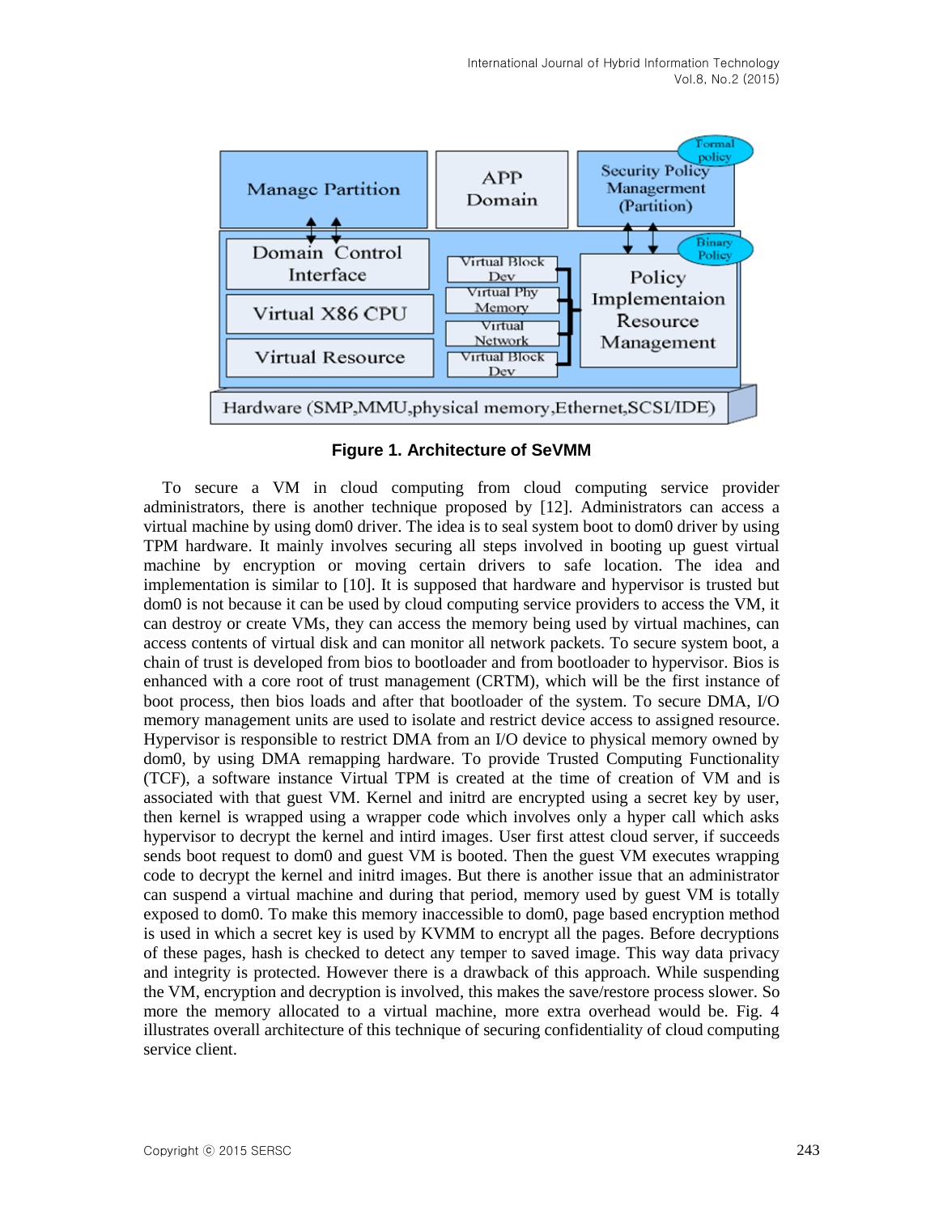**Figure 1. Architecture of SeVMM**

To secure a VM in cloud computing from cloud computing service provider administrators, there is another technique proposed by [12]. Administrators can access a virtual machine by using dom0 driver. The idea is to seal system boot to dom0 driver by using TPM hardware. It mainly involves securing all steps involved in booting up guest virtual machine by encryption or moving certain drivers to safe location. The idea and implementation is similar to [10]. It is supposed that hardware and hypervisor is trusted but dom0 is not because it can be used by cloud computing service providers to access the VM, it can destroy or create VMs, they can access the memory being used by virtual machines, can access contents of virtual disk and can monitor all network packets. To secure system boot, a chain of trust is developed from bios to bootloader and from bootloader to hypervisor. Bios is enhanced with a core root of trust management (CRTM), which will be the first instance of boot process, then bios loads and after that bootloader of the system. To secure DMA, I/O memory management units are used to isolate and restrict device access to assigned resource. Hypervisor is responsible to restrict DMA from an I/O device to physical memory owned by dom0, by using DMA remapping hardware. To provide Trusted Computing Functionality (TCF), a software instance Virtual TPM is created at the time of creation of VM and is associated with that guest VM. Kernel and initrd are encrypted using a secret key by user, then kernel is wrapped using a wrapper code which involves only a hyper call which asks hypervisor to decrypt the kernel and intird images. User first attest cloud server, if succeeds sends boot request to dom0 and guest VM is booted. Then the guest VM executes wrapping code to decrypt the kernel and initrd images. But there is another issue that an administrator can suspend a virtual machine and during that period, memory used by guest VM is totally exposed to dom0. To make this memory inaccessible to dom0, page based encryption method is used in which a secret key is used by KVMM to encrypt all the pages. Before decryptions of these pages, hash is checked to detect any temper to saved image. This way data privacy and integrity is protected. However there is a drawback of this approach. While suspending the VM, encryption and decryption is involved, this makes the save/restore process slower. So more the memory allocated to a virtual machine, more extra overhead would be. Fig. 4 illustrates overall architecture of this technique of securing confidentiality of cloud computing service client.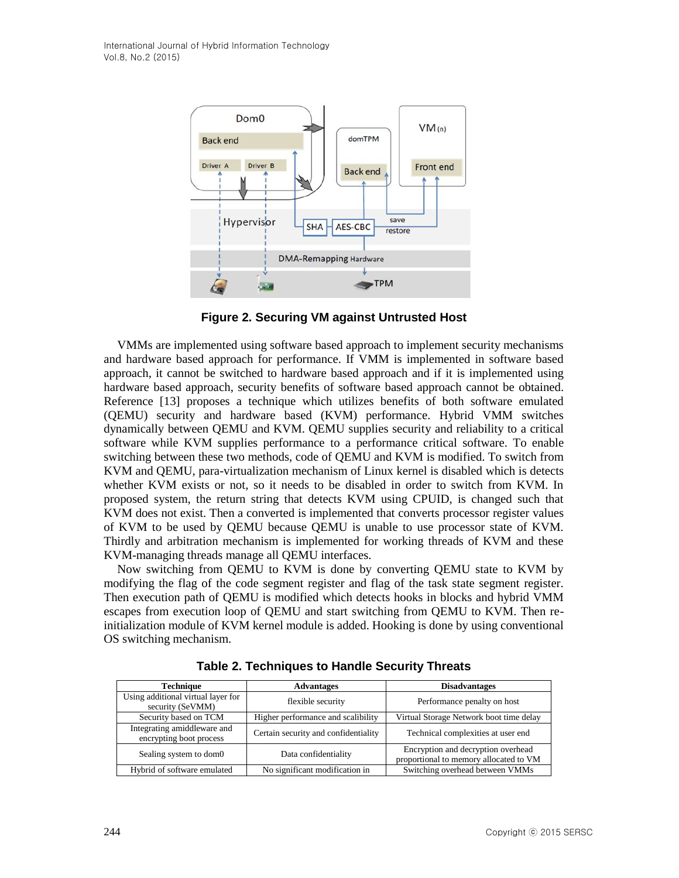**Figure 2. Securing VM against Untrusted Host**

VMMs are implemented using software based approach to implement security mechanisms and hardware based approach for performance. If VMM is implemented in software based approach, it cannot be switched to hardware based approach and if it is implemented using hardware based approach, security benefits of software based approach cannot be obtained. Reference [13] proposes a technique which utilizes benefits of both software emulated (QEMU) security and hardware based (KVM) performance. Hybrid VMM switches dynamically between QEMU and KVM. QEMU supplies security and reliability to a critical software while KVM supplies performance to a performance critical software. To enable switching between these two methods, code of QEMU and KVM is modified. To switch from KVM and QEMU, para-virtualization mechanism of Linux kernel is disabled which is detects whether KVM exists or not, so it needs to be disabled in order to switch from KVM. In proposed system, the return string that detects KVM using CPUID, is changed such that KVM does not exist. Then a converted is implemented that converts processor register values of KVM to be used by QEMU because QEMU is unable to use processor state of KVM. Thirdly and arbitration mechanism is implemented for working threads of KVM and these KVM-managing threads manage all QEMU interfaces.

Now switching from QEMU to KVM is done by converting QEMU state to KVM by modifying the flag of the code segment register and flag of the task state segment register. Then execution path of QEMU is modified which detects hooks in blocks and hybrid VMM escapes from execution loop of QEMU and start switching from QEMU to KVM. Then re-initialization module of KVM kernel module is added. Hooking is done by using conventional OS switching mechanism.

**Table 2. Techniques to Handle Security Threats**

| Technique | Advantages | Disadvantages |
|---|---|---|
| Using additional virtual layer for security (SeVMM) | flexible security | Performance penalty on host |
| Security based on TCM | Higher performance and scalibility | Virtual Storage Network boot time delay |
| Integrating amiddleware and encrypting boot process | Certain security and confidentiality | Technical complexities at user end |
| Sealing system to dom0 | Data confidentiality | Encryption and decryption overhead proportional to memory allocated to VM |
| Hybrid of software emulated | No significant modification in | Switching overhead between VMMs |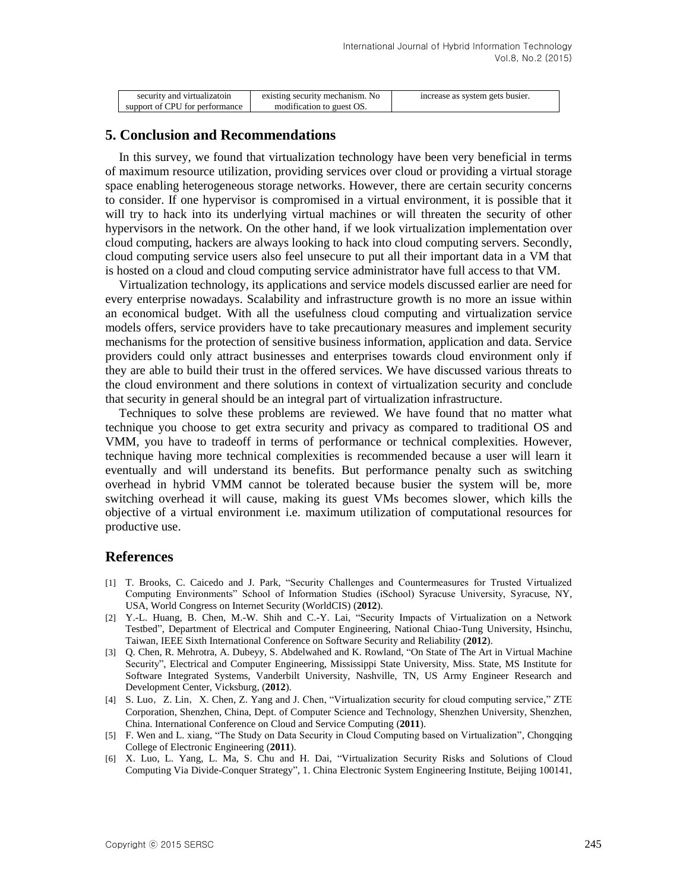| security and virtualizatoin support of CPU for performance | existing security mechanism. No modification to guest OS. | increase as system gets busier. |
|---|---|---|

## 5. Conclusion and Recommendations

In this survey, we found that virtualization technology have been very beneficial in terms of maximum resource utilization, providing services over cloud or providing a virtual storage space enabling heterogeneous storage networks. However, there are certain security concerns to consider. If one hypervisor is compromised in a virtual environment, it is possible that it will try to hack into its underlying virtual machines or will threaten the security of other hypervisors in the network. On the other hand, if we look virtualization implementation over cloud computing, hackers are always looking to hack into cloud computing servers. Secondly, cloud computing service users also feel unsecure to put all their important data in a VM that is hosted on a cloud and cloud computing service administrator have full access to that VM.

Virtualization technology, its applications and service models discussed earlier are need for every enterprise nowadays. Scalability and infrastructure growth is no more an issue within an economical budget. With all the usefulness cloud computing and virtualization service models offers, service providers have to take precautionary measures and implement security mechanisms for the protection of sensitive business information, application and data. Service providers could only attract businesses and enterprises towards cloud environment only if they are able to build their trust in the offered services. We have discussed various threats to the cloud environment and there solutions in context of virtualization security and conclude that security in general should be an integral part of virtualization infrastructure.

Techniques to solve these problems are reviewed. We have found that no matter what technique you choose to get extra security and privacy as compared to traditional OS and VMM, you have to tradeoff in terms of performance or technical complexities. However, technique having more technical complexities is recommended because a user will learn it eventually and will understand its benefits. But performance penalty such as switching overhead in hybrid VMM cannot be tolerated because busier the system will be, more switching overhead it will cause, making its guest VMs becomes slower, which kills the objective of a virtual environment i.e. maximum utilization of computational resources for productive use.

## References

[1] T. Brooks, C. Caicedo and J. Park, "Security Challenges and Countermeasures for Trusted Virtualized Computing Environments" School of Information Studies (iSchool) Syracuse University, Syracuse, NY, USA, World Congress on Internet Security (WorldCIS) (**2012**).

[2] Y.-L. Huang, B. Chen, M.-W. Shih and C.-Y. Lai, "Security Impacts of Virtualization on a Network Testbed", Department of Electrical and Computer Engineering, National Chiao-Tung University, Hsinchu, Taiwan, IEEE Sixth International Conference on Software Security and Reliability (**2012**).

[3] Q. Chen, R. Mehrotra, A. Dubeyy, S. Abdelwahed and K. Rowland, "On State of The Art in Virtual Machine Security", Electrical and Computer Engineering, Mississippi State University, Miss. State, MS Institute for Software Integrated Systems, Vanderbilt University, Nashville, TN, US Army Engineer Research and Development Center, Vicksburg, (**2012**).

[4] S. Luo，Z. Lin，X. Chen, Z. Yang and J. Chen, "Virtualization security for cloud computing service," ZTE Corporation, Shenzhen, China, Dept. of Computer Science and Technology, Shenzhen University, Shenzhen, China. International Conference on Cloud and Service Computing (**2011**).

[5] F. Wen and L. xiang, "The Study on Data Security in Cloud Computing based on Virtualization", Chongqing College of Electronic Engineering (**2011**).

[6] X. Luo, L. Yang, L. Ma, S. Chu and H. Dai, "Virtualization Security Risks and Solutions of Cloud Computing Via Divide-Conquer Strategy", 1. China Electronic System Engineering Institute, Beijing 100141,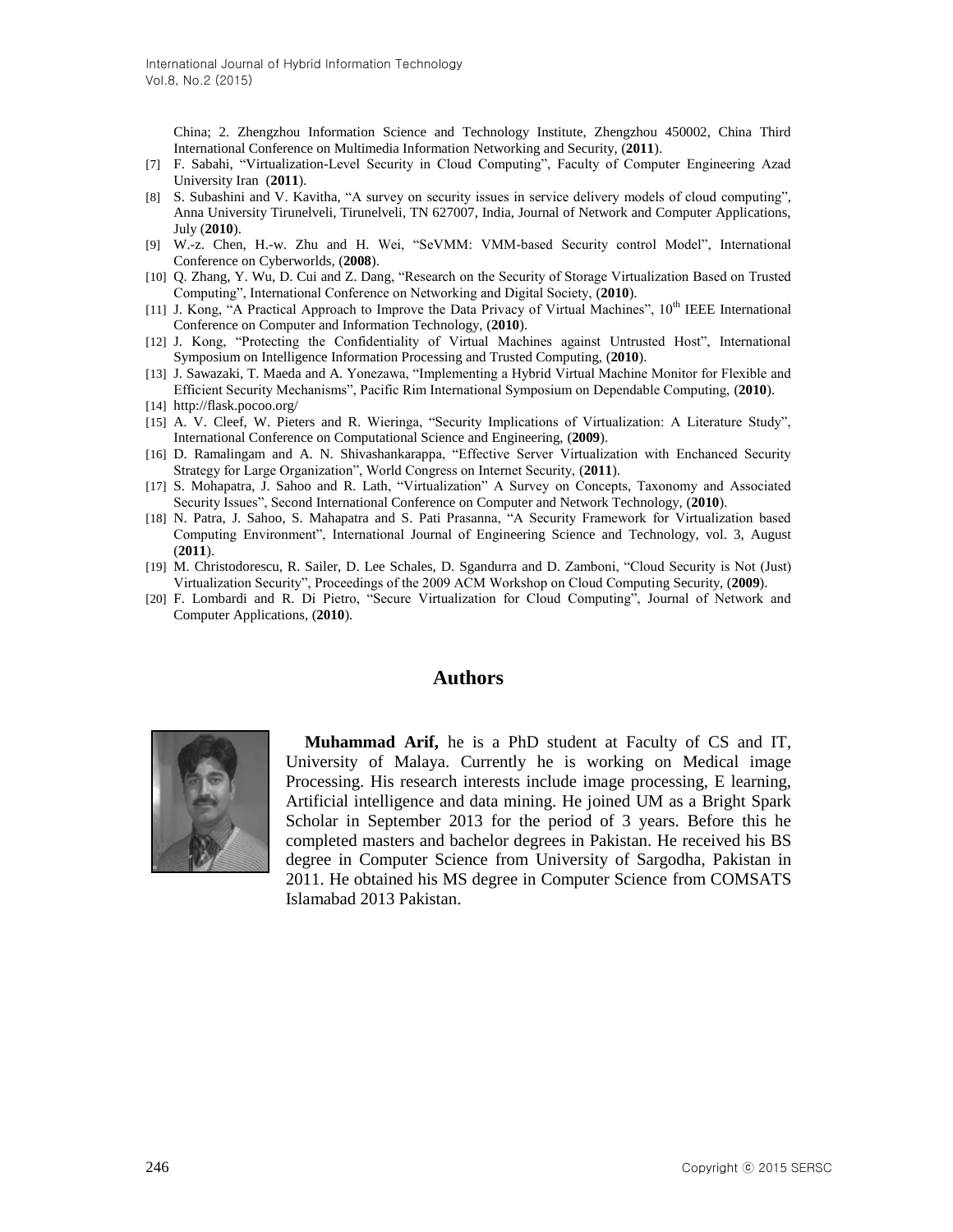China; 2. Zhengzhou Information Science and Technology Institute, Zhengzhou 450002, China Third International Conference on Multimedia Information Networking and Security, (**2011**).

[7] F. Sabahi, "Virtualization-Level Security in Cloud Computing", Faculty of Computer Engineering Azad University Iran (**2011**).

[8] S. Subashini and V. Kavitha, "A survey on security issues in service delivery models of cloud computing", Anna University Tirunelveli, Tirunelveli, TN 627007, India, Journal of Network and Computer Applications, July (**2010**).

[9] W.-z. Chen, H.-w. Zhu and H. Wei, "SeVMM: VMM-based Security control Model", International Conference on Cyberworlds, (**2008**).

[10] Q. Zhang, Y. Wu, D. Cui and Z. Dang, "Research on the Security of Storage Virtualization Based on Trusted Computing", International Conference on Networking and Digital Society, (**2010**).

[11] J. Kong, "A Practical Approach to Improve the Data Privacy of Virtual Machines", 10th IEEE International Conference on Computer and Information Technology, (**2010**).

[12] J. Kong, "Protecting the Confidentiality of Virtual Machines against Untrusted Host", International Symposium on Intelligence Information Processing and Trusted Computing, (**2010**).

[13] J. Sawazaki, T. Maeda and A. Yonezawa, "Implementing a Hybrid Virtual Machine Monitor for Flexible and Efficient Security Mechanisms", Pacific Rim International Symposium on Dependable Computing, (**2010**).

[14] http://flask.pocoo.org/

[15] A. V. Cleef, W. Pieters and R. Wieringa, "Security Implications of Virtualization: A Literature Study", International Conference on Computational Science and Engineering, (**2009**).

[16] D. Ramalingam and A. N. Shivashankarappa, "Effective Server Virtualization with Enchanced Security Strategy for Large Organization", World Congress on Internet Security, (**2011**).

[17] S. Mohapatra, J. Sahoo and R. Lath, "Virtualization" A Survey on Concepts, Taxonomy and Associated Security Issues", Second International Conference on Computer and Network Technology, (**2010**).

[18] N. Patra, J. Sahoo, S. Mahapatra and S. Pati Prasanna, "A Security Framework for Virtualization based Computing Environment", International Journal of Engineering Science and Technology, vol. 3, August (**2011**).

[19] M. Christodorescu, R. Sailer, D. Lee Schales, D. Sgandurra and D. Zamboni, "Cloud Security is Not (Just) Virtualization Security", Proceedings of the 2009 ACM Workshop on Cloud Computing Security, (**2009**).

[20] F. Lombardi and R. Di Pietro, "Secure Virtualization for Cloud Computing", Journal of Network and Computer Applications, (**2010**).

## Authors

**Muhammad Arif,** he is a PhD student at Faculty of CS and IT, University of Malaya. Currently he is working on Medical image Processing. His research interests include image processing, E learning, Artificial intelligence and data mining. He joined UM as a Bright Spark Scholar in September 2013 for the period of 3 years. Before this he completed masters and bachelor degrees in Pakistan. He received his BS degree in Computer Science from University of Sargodha, Pakistan in 2011. He obtained his MS degree in Computer Science from COMSATS Islamabad 2013 Pakistan.